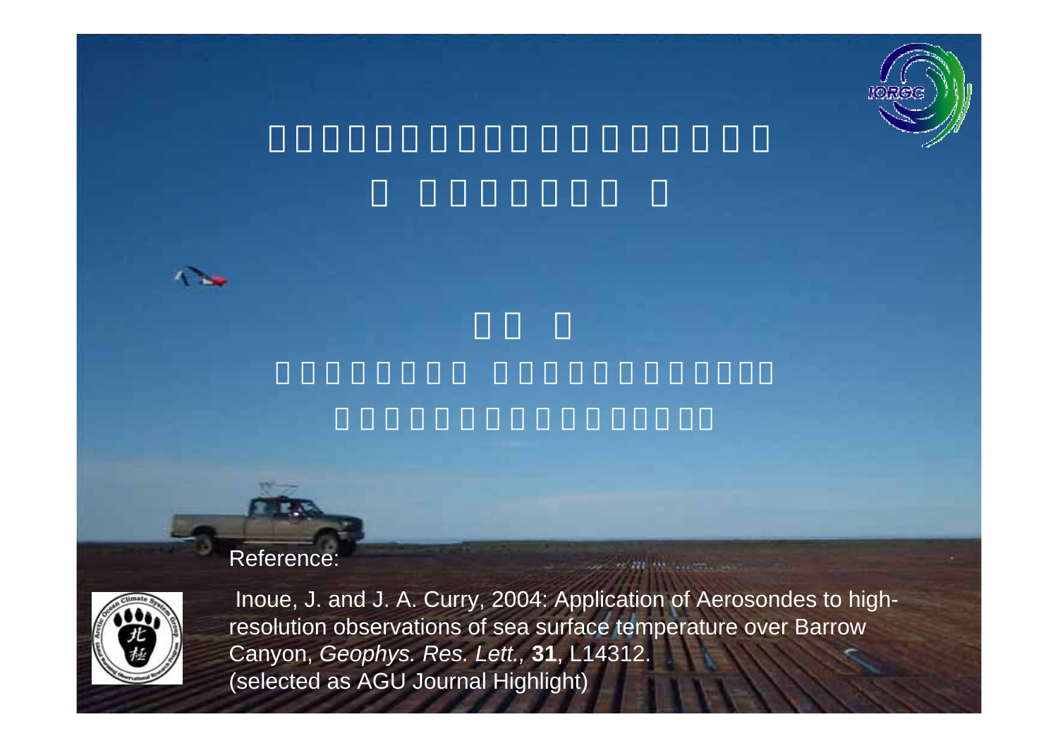Reference:

Inoue, J. and J. A. Curry, 2004: Application of Aerosondes to high-resolution observations of sea surface temperature over Barrow Canyon, *Geophys. Res. Lett.*, **31**, L14312.
(selected as AGU Journal Highlight)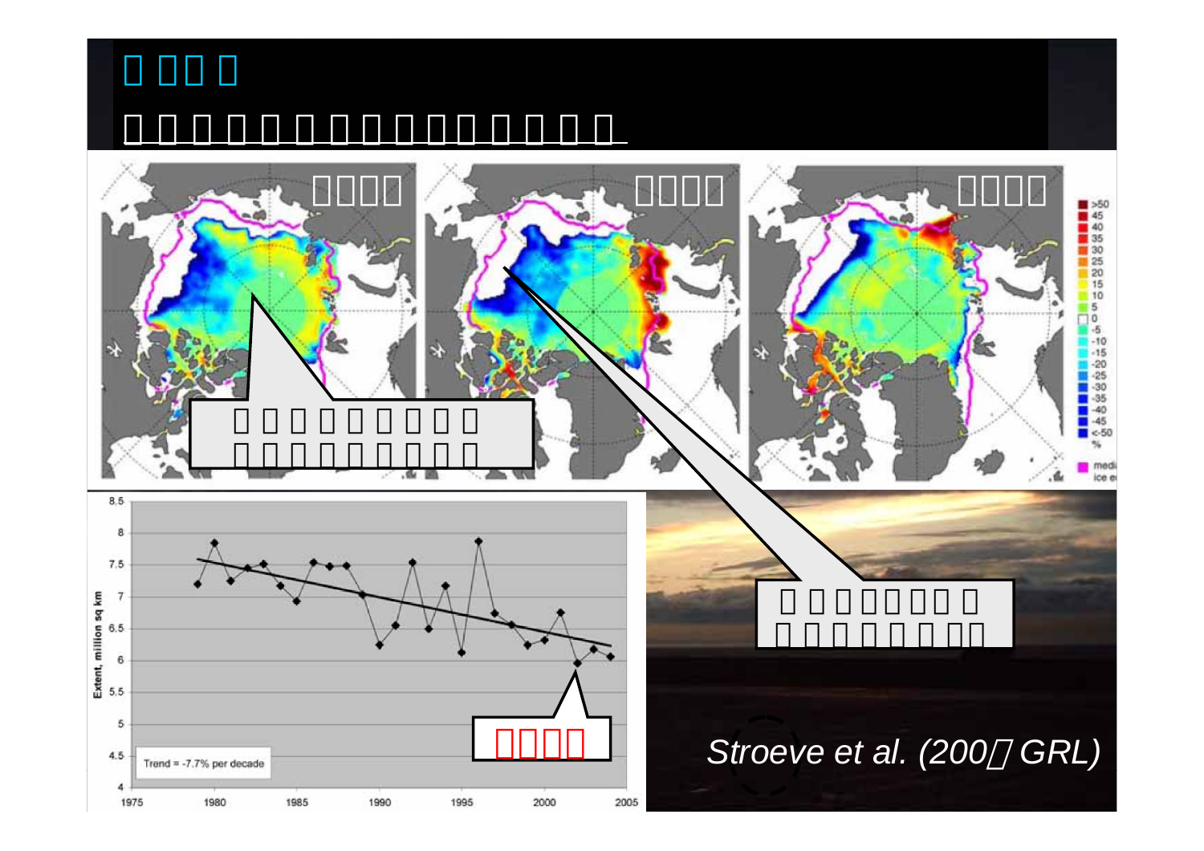*Stroeve et al. (200□ GRL)*

Trend = -7.7% per decade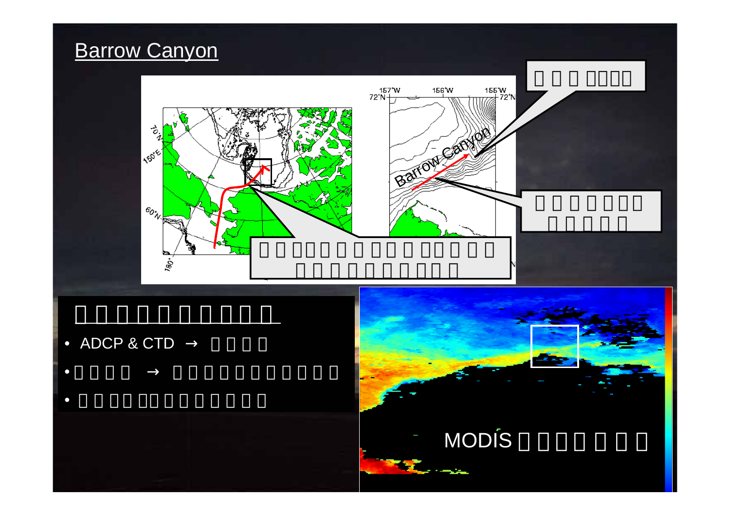## Barrow Canyon

- ADCP & CTD →

MODIS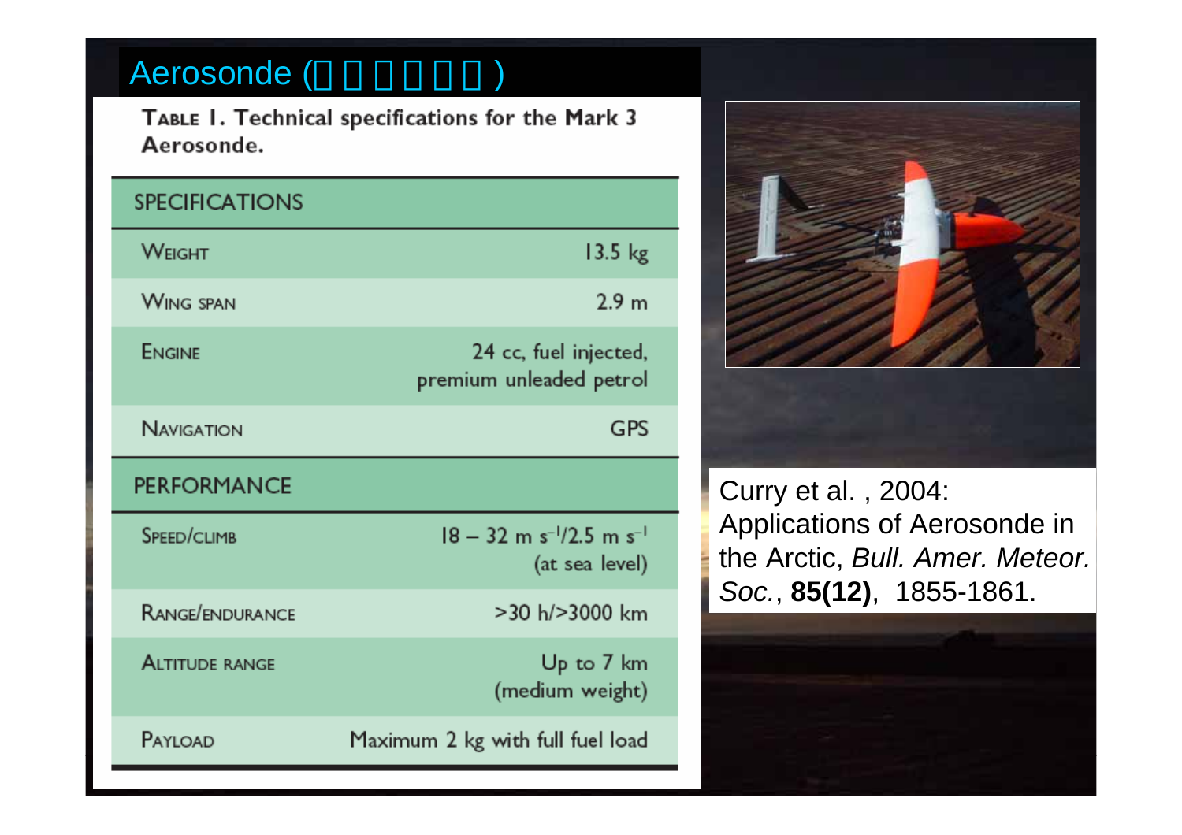# Aerosonde (□□□□□□)

**TABLE I. Technical specifications for the Mark 3 Aerosonde.**

| SPECIFICATIONS | |
|---|---|
| WEIGHT | 13.5 kg |
| WING SPAN | 2.9 m |
| ENGINE | 24 cc, fuel injected, premium unleaded petrol |
| NAVIGATION | GPS |
| **PERFORMANCE** | |
| SPEED/CLIMB | 18 – 32 m $s^{-1}$/2.5 m $s^{-1}$ (at sea level) |
| RANGE/ENDURANCE | >30 h/>3000 km |
| ALTITUDE RANGE | Up to 7 km (medium weight) |
| PAYLOAD | Maximum 2 kg with full fuel load |

Curry et al. , 2004: Applications of Aerosonde in the Arctic, *Bull. Amer. Meteor. Soc.*, **85(12)**, 1855-1861.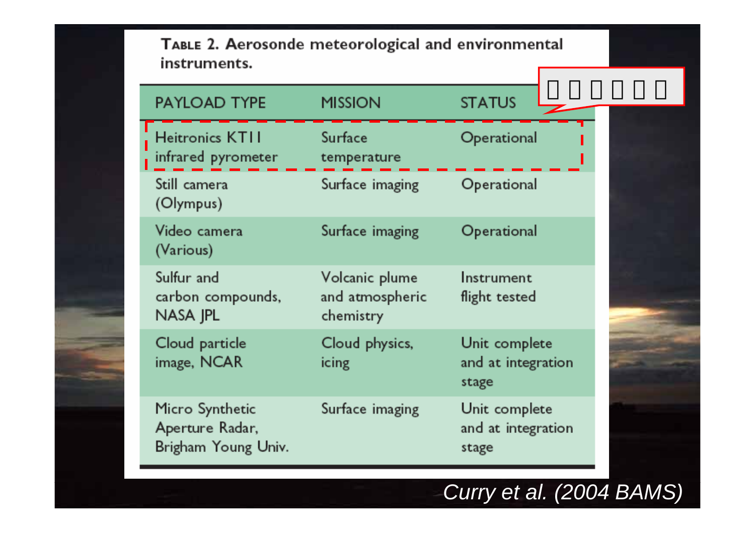**TABLE 2. Aerosonde meteorological and environmental instruments.**

| PAYLOAD TYPE | MISSION | STATUS |
|---|---|---|
| Heitronics KT11 infrared pyrometer | Surface temperature | Operational |
| Still camera (Olympus) | Surface imaging | Operational |
| Video camera (Various) | Surface imaging | Operational |
| Sulfur and carbon compounds, NASA JPL | Volcanic plume and atmospheric chemistry | Instrument flight tested |
| Cloud particle image, NCAR | Cloud physics, icing | Unit complete and at integration stage |
| Micro Synthetic Aperture Radar, Brigham Young Univ. | Surface imaging | Unit complete and at integration stage |

*Curry et al. (2004 BAMS)*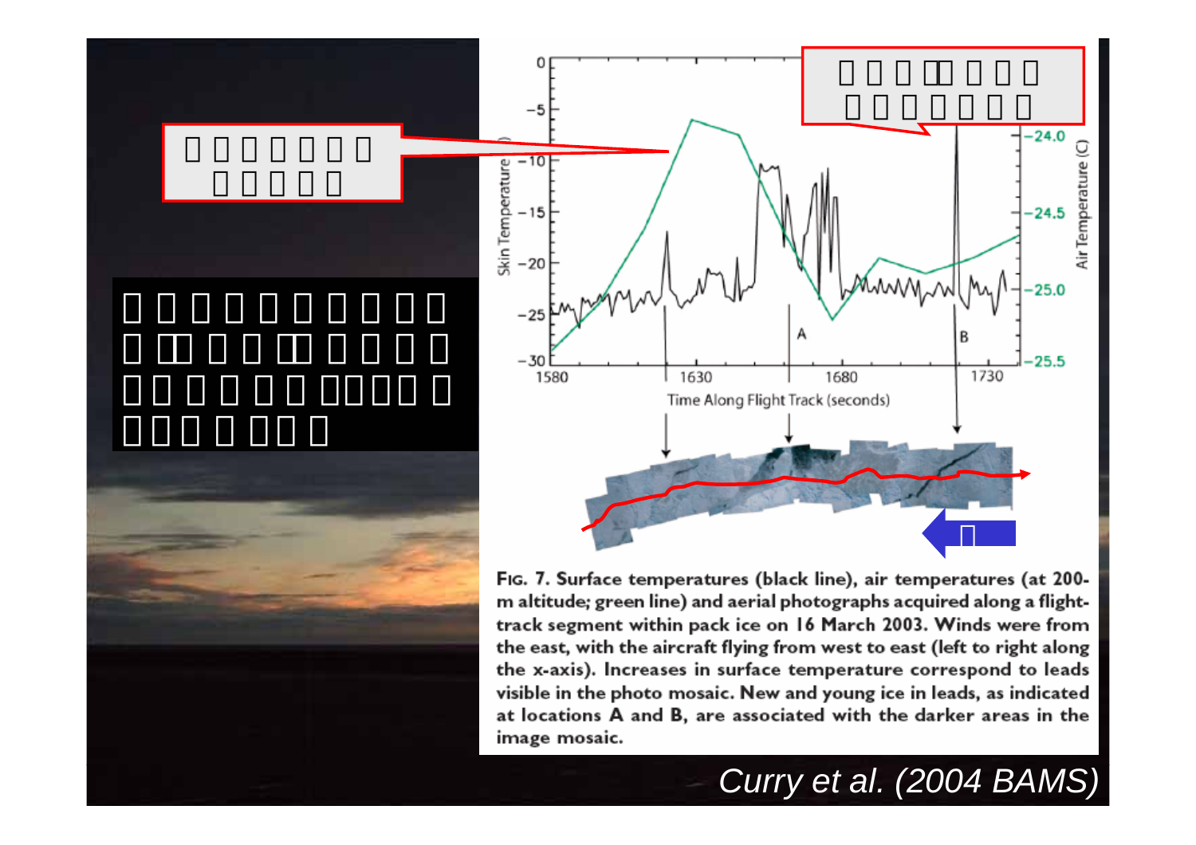Fig. 7. Surface temperatures (black line), air temperatures (at 200-m altitude; green line) and aerial photographs acquired along a flight-track segment within pack ice on 16 March 2003. Winds were from the east, with the aircraft flying from west to east (left to right along the x-axis). Increases in surface temperature correspond to leads visible in the photo mosaic. New and young ice in leads, as indicated at locations A and B, are associated with the darker areas in the image mosaic.

*Curry et al. (2004 BAMS)*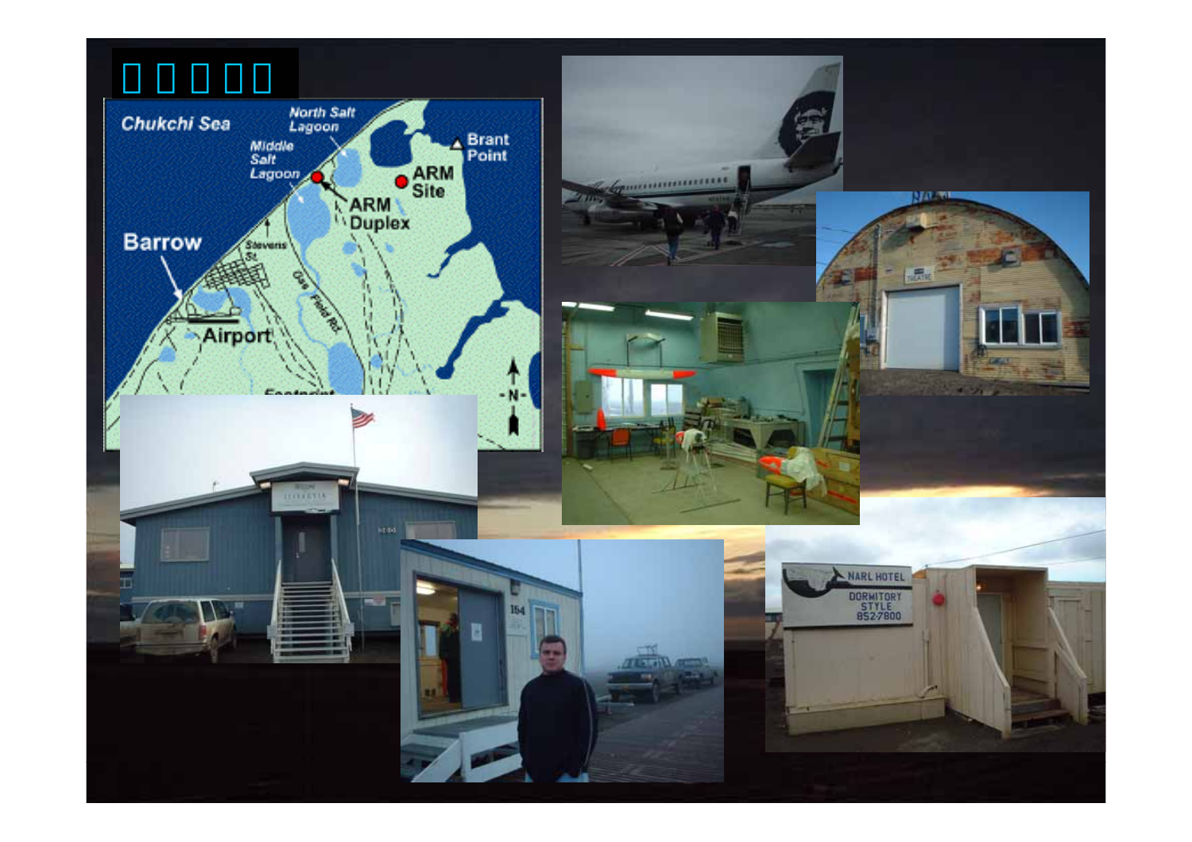# □ □ □ □ □

Chukchi Sea

North Salt Lagoon

Middle Salt Lagoon

Brant Point

ARM Site

ARM Duplex

Barrow

Stevens St.

Gas Field Rd.

Airport

NARL HOTEL
DORMITORY STYLE
852-7800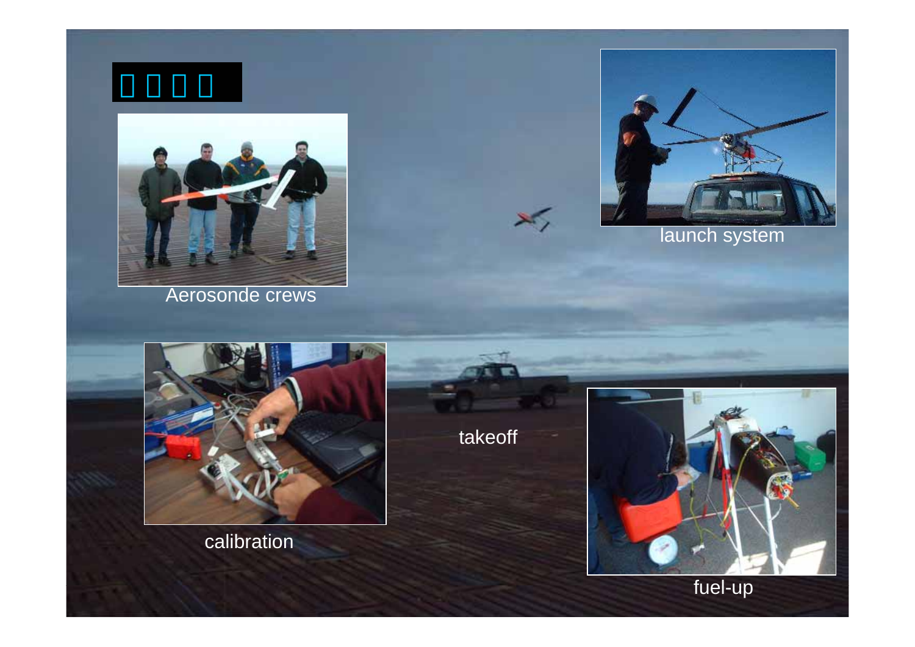Aerosonde crews

launch system

calibration

takeoff

fuel-up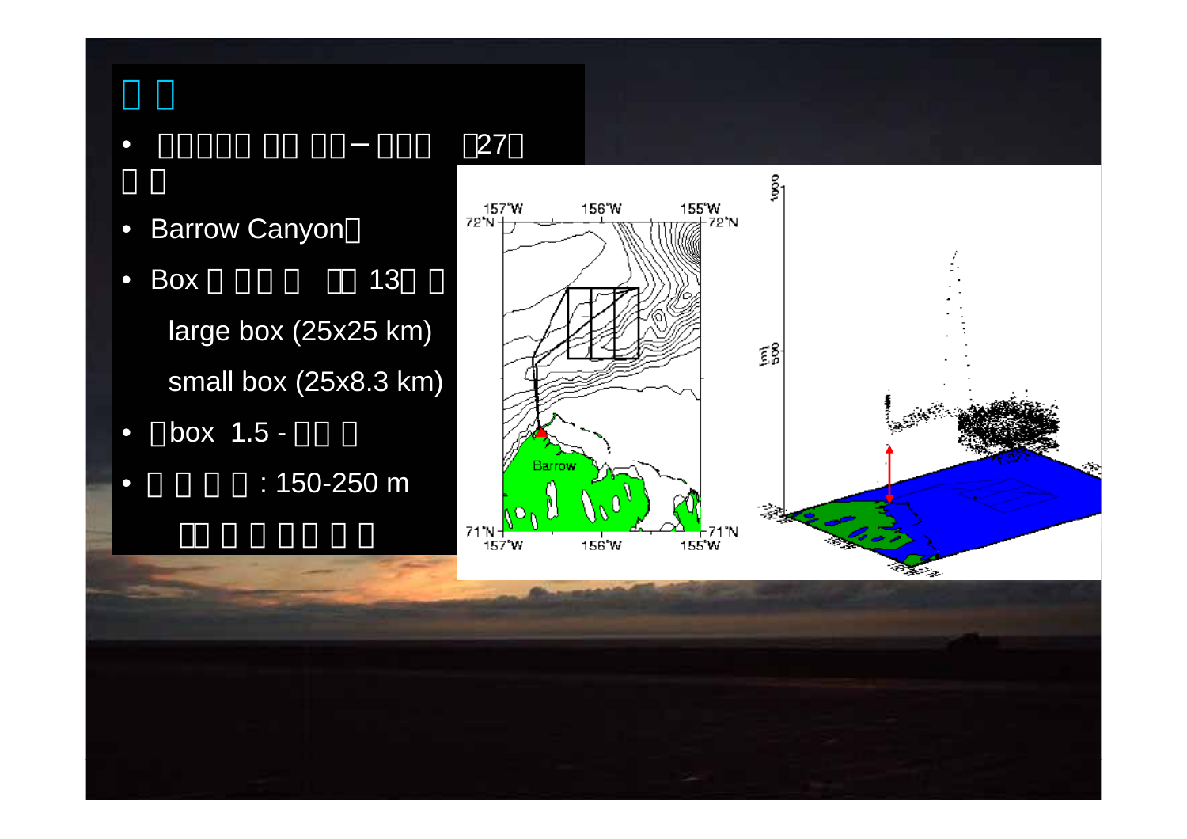# □ □

- □□□□□ □□ □□ – □□□ □27□ □ □
- Barrow Canyon□
- Box □ □□ □ □□ 13□ □
  - large box (25x25 km)
  - small box (25x8.3 km)
- □box 1.5 - □□ □
- □ □ □ □ : 150-250 m
  - □□ □ □ □□ □ □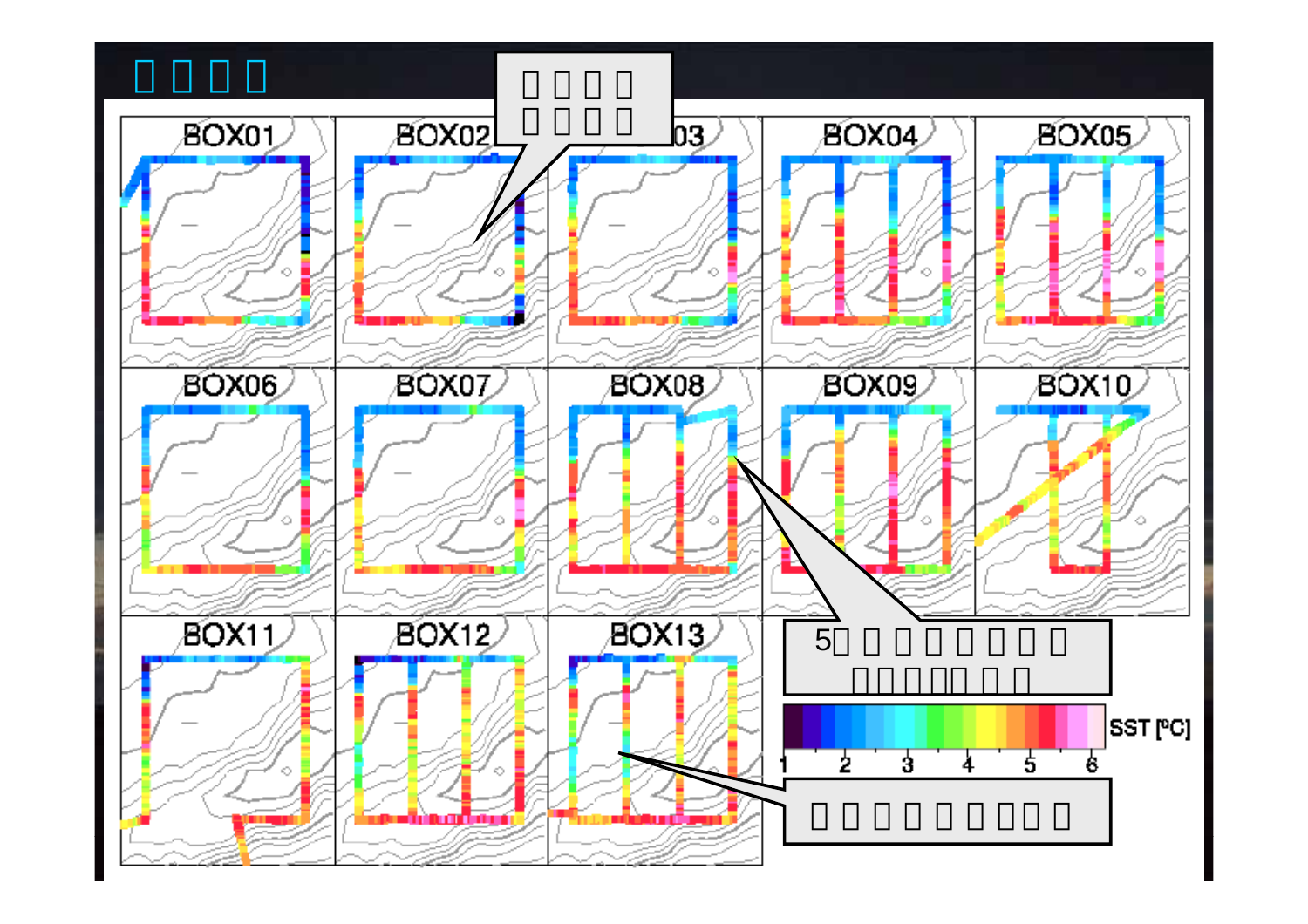BOX01 BOX02 BOX03 BOX04 BOX05

BOX06 BOX07 BOX08 BOX09 BOX10

BOX11 BOX12 BOX13

5

SST [°C]

1 2 3 4 5 6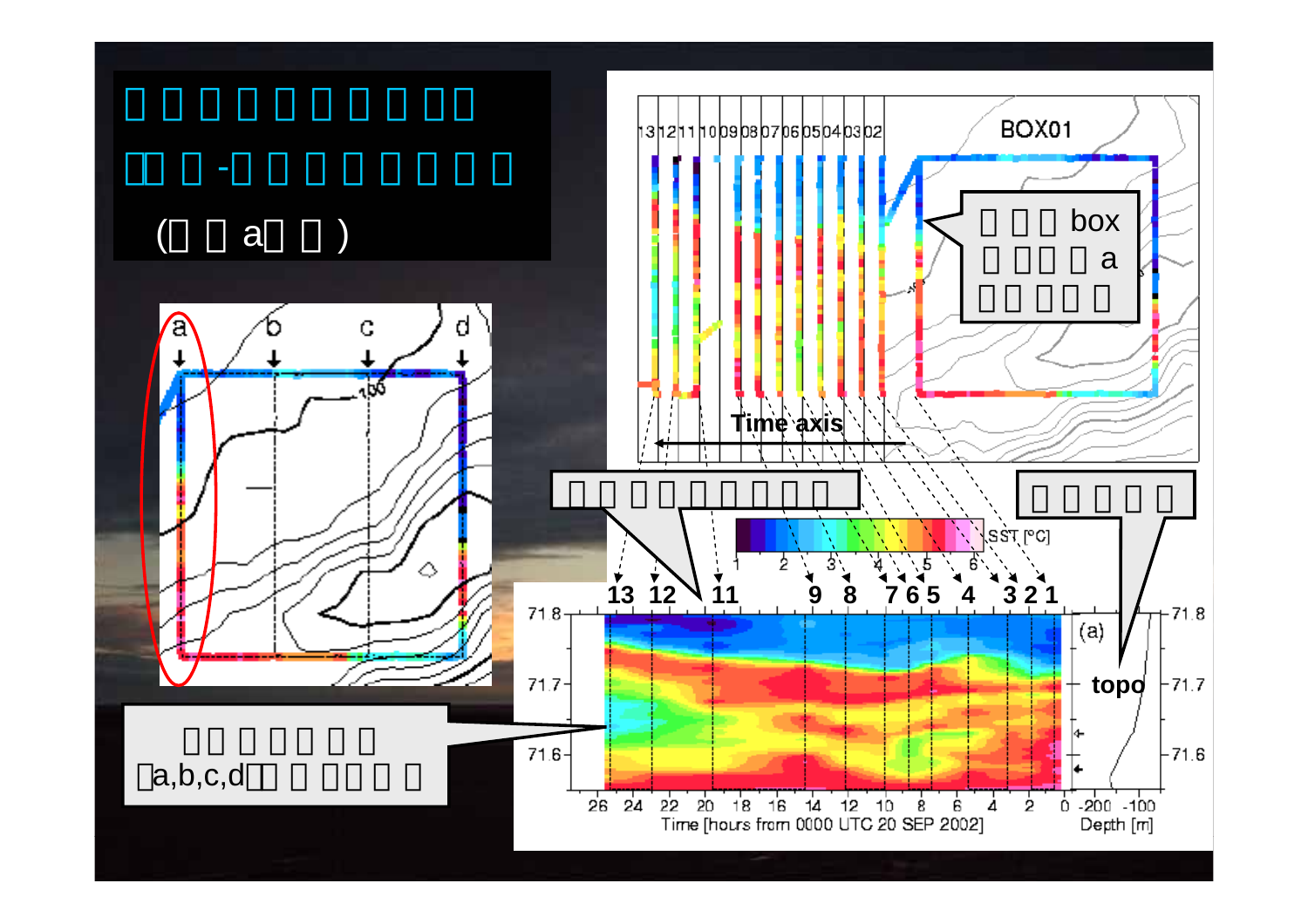(a)

BOX01

box a

Time axis

SST [°C]

a,b,c,d

topo

Time [hours from 0000 UTC 20 SEP 2002]

Depth [m]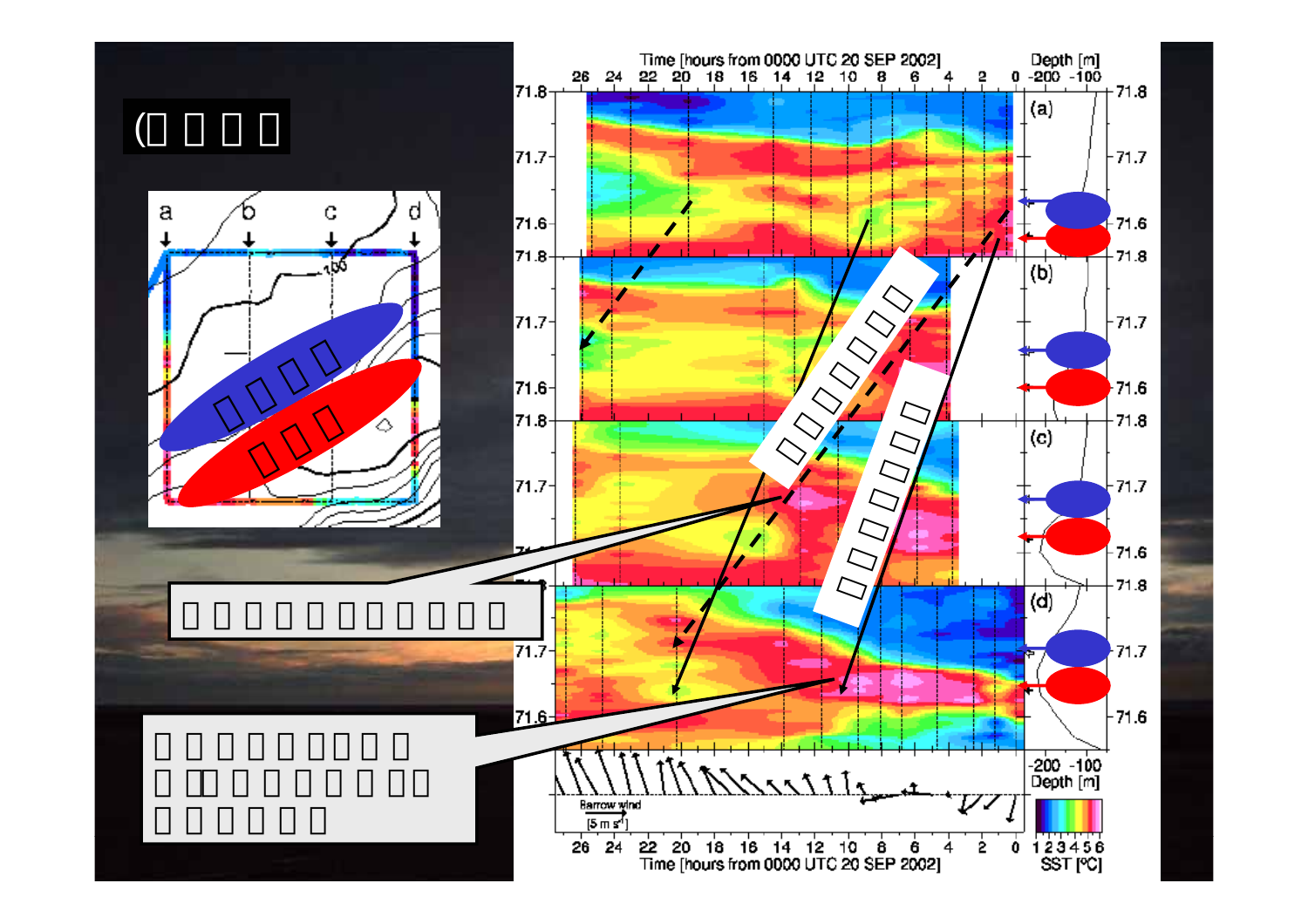Time [hours from 0000 UTC 20 SEP 2002]

Depth [m]

(a) (b) (c) (d)

Barrow wind

[5 m s$^{-1}$]

Time [hours from 0000 UTC 20 SEP 2002]

SST [ºC]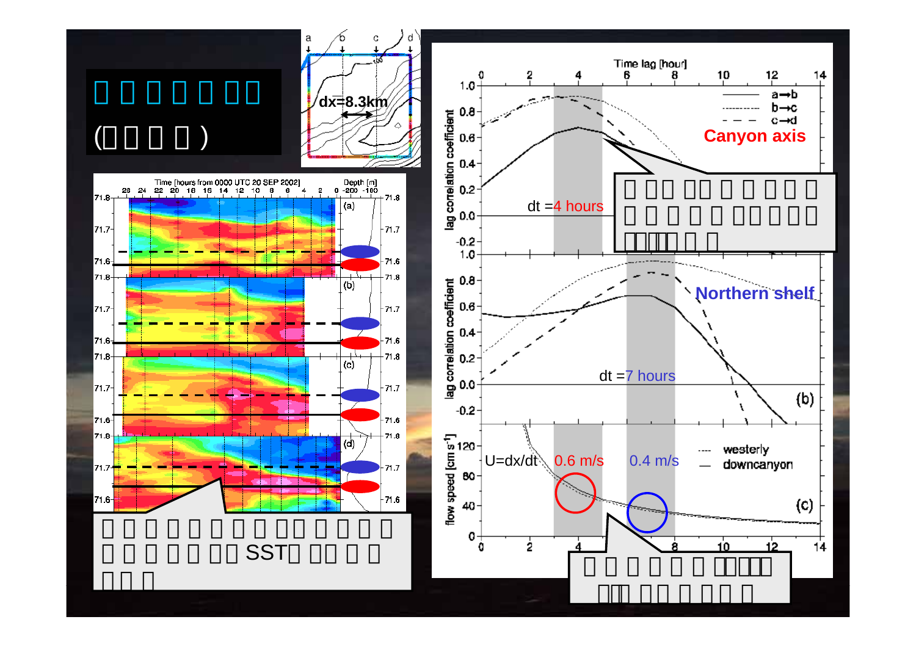# □□□□□□□

(□□□□)

dx=8.3km

Time [hours from 0000 UTC 20 SEP 2002]

Depth [m]

dt = 4 hours

Canyon axis

□□□□□□□□□□□□□□□□□□□□□□

dt = 7 hours

Northern shelf

U=dx/dt

0.6 m/s

0.4 m/s

westerly

downcanyon

□□□□□□□□□□□□□□□□□□□□□□ SST□□□□□□□□

□□□□□□□□□□□□□□□□□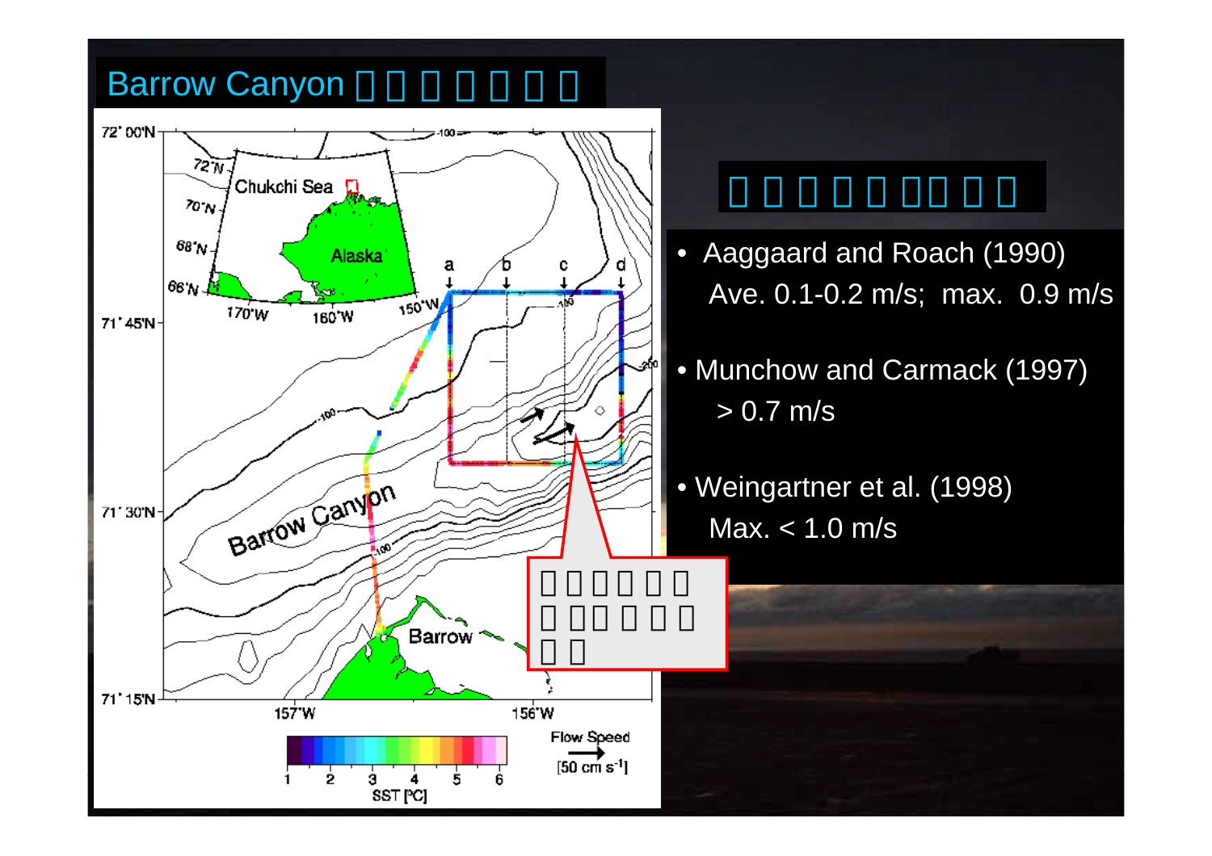# Barrow Canyon □□□□□□□

□□□□□□□□□□

- Aaggaard and Roach (1990)
  Ave. 0.1-0.2 m/s;  max.  0.9 m/s
- Munchow and Carmack (1997)
  > 0.7 m/s
- Weingartner et al. (1998)
  Max. < 1.0 m/s

□□□□□□□□□□□□□□□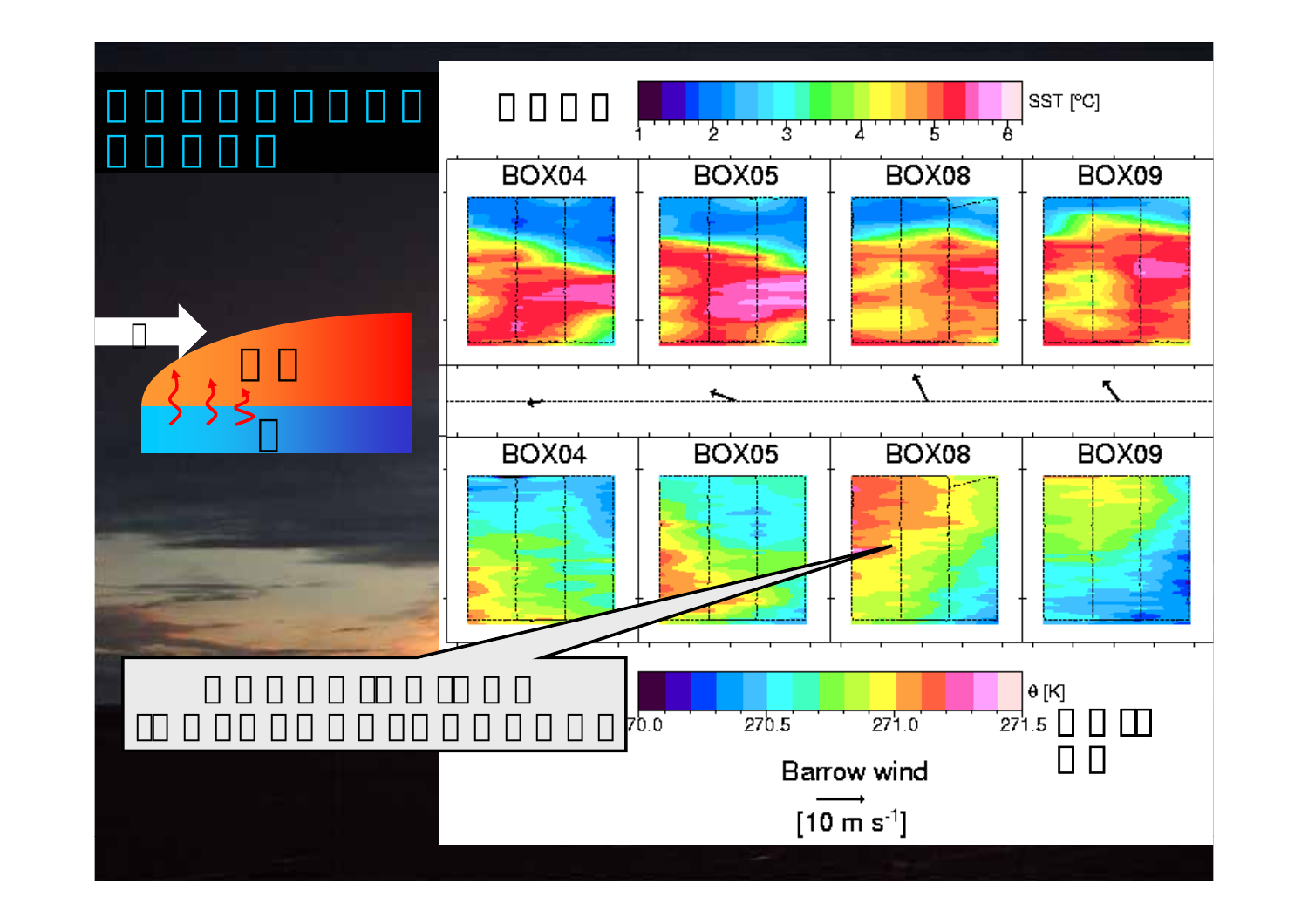SST [°C]

1 2 3 4 5 6

BOX04 BOX05 BOX08 BOX09

BOX04 BOX05 BOX08 BOX09

θ [K]

270.0 270.5 271.0 271.5

Barrow wind

[10 m s$^{-1}$]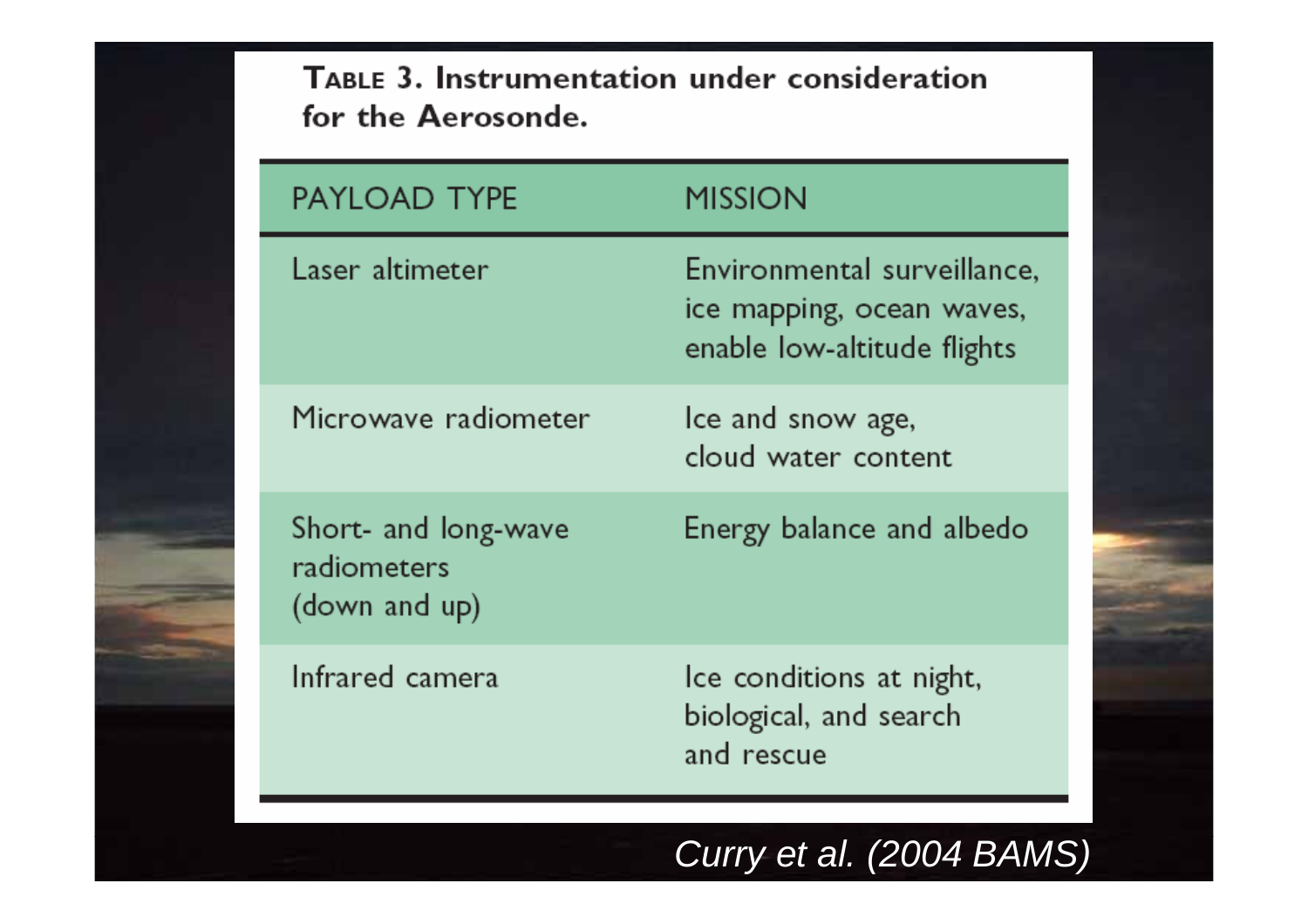**Table 3. Instrumentation under consideration for the Aerosonde.**

| PAYLOAD TYPE | MISSION |
|---|---|
| Laser altimeter | Environmental surveillance, ice mapping, ocean waves, enable low-altitude flights |
| Microwave radiometer | Ice and snow age, cloud water content |
| Short- and long-wave radiometers (down and up) | Energy balance and albedo |
| Infrared camera | Ice conditions at night, biological, and search and rescue |

*Curry et al. (2004 BAMS)*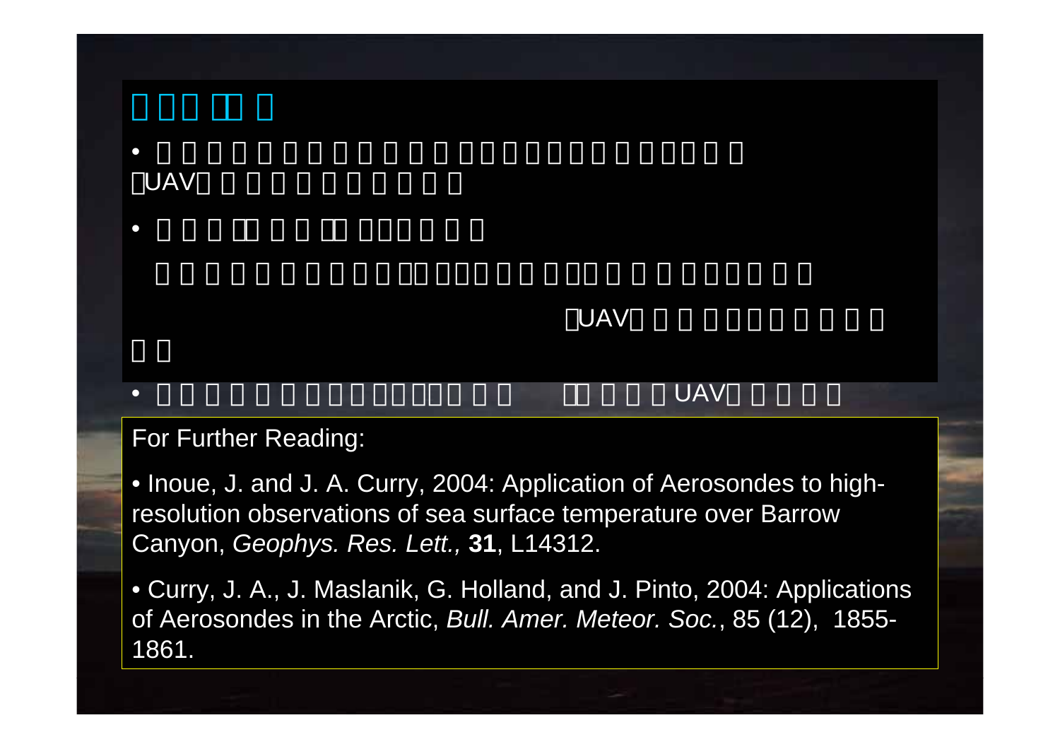For Further Reading:

- Inoue, J. and J. A. Curry, 2004: Application of Aerosondes to high-resolution observations of sea surface temperature over Barrow Canyon, *Geophys. Res. Lett.,* **31**, L14312.
- Curry, J. A., J. Maslanik, G. Holland, and J. Pinto, 2004: Applications of Aerosondes in the Arctic, *Bull. Amer. Meteor. Soc.*, 85 (12), 1855-1861.